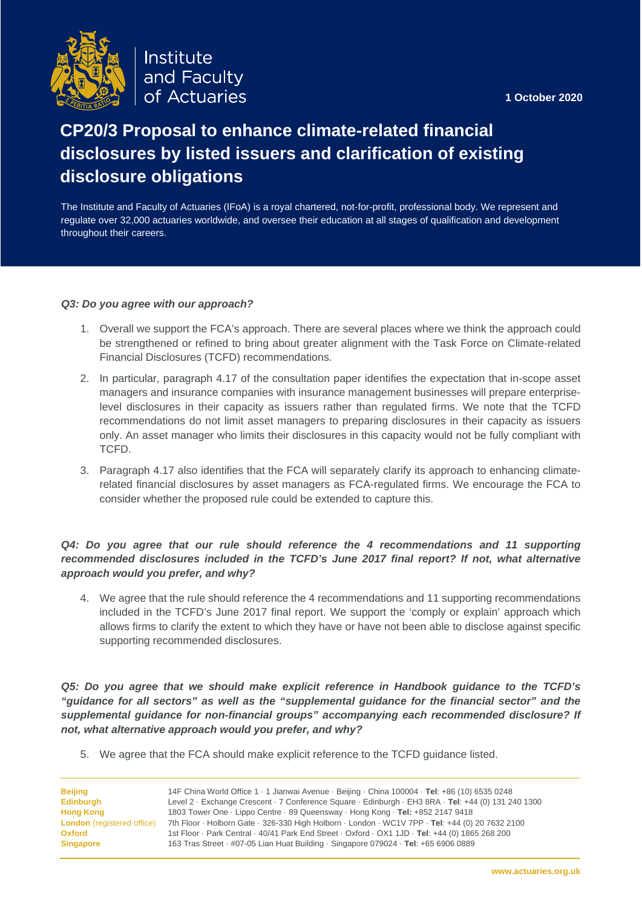Institute and Faculty of Actuaries

**1 October 2020**

# CP20/3 Proposal to enhance climate-related financial disclosures by listed issuers and clarification of existing disclosure obligations

The Institute and Faculty of Actuaries (IFoA) is a royal chartered, not-for-profit, professional body. We represent and regulate over 32,000 actuaries worldwide, and oversee their education at all stages of qualification and development throughout their careers.

***Q3: Do you agree with our approach?***

1. Overall we support the FCA's approach. There are several places where we think the approach could be strengthened or refined to bring about greater alignment with the Task Force on Climate-related Financial Disclosures (TCFD) recommendations.
2. In particular, paragraph 4.17 of the consultation paper identifies the expectation that in-scope asset managers and insurance companies with insurance management businesses will prepare enterprise-level disclosures in their capacity as issuers rather than regulated firms. We note that the TCFD recommendations do not limit asset managers to preparing disclosures in their capacity as issuers only. An asset manager who limits their disclosures in this capacity would not be fully compliant with TCFD.
3. Paragraph 4.17 also identifies that the FCA will separately clarify its approach to enhancing climate-related financial disclosures by asset managers as FCA-regulated firms. We encourage the FCA to consider whether the proposed rule could be extended to capture this.

***Q4: Do you agree that our rule should reference the 4 recommendations and 11 supporting recommended disclosures included in the TCFD's June 2017 final report? If not, what alternative approach would you prefer, and why?***

4. We agree that the rule should reference the 4 recommendations and 11 supporting recommendations included in the TCFD's June 2017 final report. We support the 'comply or explain' approach which allows firms to clarify the extent to which they have or have not been able to disclose against specific supporting recommended disclosures.

***Q5: Do you agree that we should make explicit reference in Handbook guidance to the TCFD's "guidance for all sectors" as well as the "supplemental guidance for the financial sector" and the supplemental guidance for non-financial groups" accompanying each recommended disclosure? If not, what alternative approach would you prefer, and why?***

5. We agree that the FCA should make explicit reference to the TCFD guidance listed.

| | |
|---|---|
| **Beijing** | 14F China World Office 1 · 1 Jianwai Avenue · Beijing · China 100004 · **Tel**: +86 (10) 6535 0248 |
| **Edinburgh** | Level 2 · Exchange Crescent · 7 Conference Square · Edinburgh · EH3 8RA · **Tel**: +44 (0) 131 240 1300 |
| **Hong Kong** | 1803 Tower One · Lippo Centre · 89 Queensway · Hong Kong · **Tel:** +852 2147 9418 |
| **London** (registered office) | 7th Floor · Holborn Gate · 326-330 High Holborn · London · WC1V 7PP · **Tel**: +44 (0) 20 7632 2100 |
| **Oxford** | 1st Floor · Park Central · 40/41 Park End Street · Oxford · OX1 1JD · **Tel**: +44 (0) 1865 268 200 |
| **Singapore** | 163 Tras Street · #07-05 Lian Huat Building · Singapore 079024 · **Tel**: +65 6906 0889 |

**www.actuaries.org.uk**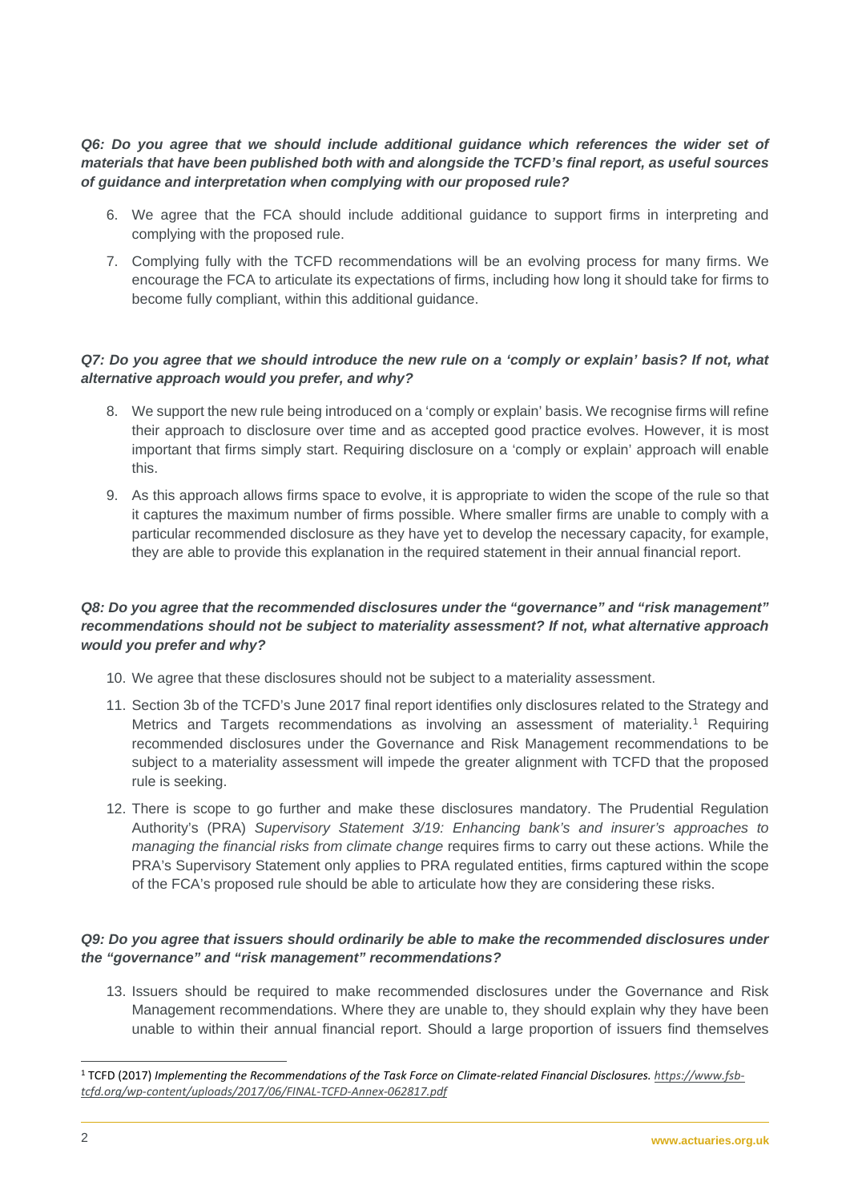***Q6: Do you agree that we should include additional guidance which references the wider set of materials that have been published both with and alongside the TCFD's final report, as useful sources of guidance and interpretation when complying with our proposed rule?***

6. We agree that the FCA should include additional guidance to support firms in interpreting and complying with the proposed rule.
7. Complying fully with the TCFD recommendations will be an evolving process for many firms. We encourage the FCA to articulate its expectations of firms, including how long it should take for firms to become fully compliant, within this additional guidance.

***Q7: Do you agree that we should introduce the new rule on a 'comply or explain' basis? If not, what alternative approach would you prefer, and why?***

8. We support the new rule being introduced on a 'comply or explain' basis. We recognise firms will refine their approach to disclosure over time and as accepted good practice evolves. However, it is most important that firms simply start. Requiring disclosure on a 'comply or explain' approach will enable this.
9. As this approach allows firms space to evolve, it is appropriate to widen the scope of the rule so that it captures the maximum number of firms possible. Where smaller firms are unable to comply with a particular recommended disclosure as they have yet to develop the necessary capacity, for example, they are able to provide this explanation in the required statement in their annual financial report.

***Q8: Do you agree that the recommended disclosures under the "governance" and "risk management" recommendations should not be subject to materiality assessment? If not, what alternative approach would you prefer and why?***

10. We agree that these disclosures should not be subject to a materiality assessment.
11. Section 3b of the TCFD's June 2017 final report identifies only disclosures related to the Strategy and Metrics and Targets recommendations as involving an assessment of materiality.[1] Requiring recommended disclosures under the Governance and Risk Management recommendations to be subject to a materiality assessment will impede the greater alignment with TCFD that the proposed rule is seeking.
12. There is scope to go further and make these disclosures mandatory. The Prudential Regulation Authority's (PRA) *Supervisory Statement 3/19: Enhancing bank's and insurer's approaches to managing the financial risks from climate change* requires firms to carry out these actions. While the PRA's Supervisory Statement only applies to PRA regulated entities, firms captured within the scope of the FCA's proposed rule should be able to articulate how they are considering these risks.

***Q9: Do you agree that issuers should ordinarily be able to make the recommended disclosures under the "governance" and "risk management" recommendations?***

13. Issuers should be required to make recommended disclosures under the Governance and Risk Management recommendations. Where they are unable to, they should explain why they have been unable to within their annual financial report. Should a large proportion of issuers find themselves

---

[1] TCFD (2017) *Implementing the Recommendations of the Task Force on Climate-related Financial Disclosures. https://www.fsb-tcfd.org/wp-content/uploads/2017/06/FINAL-TCFD-Annex-062817.pdf*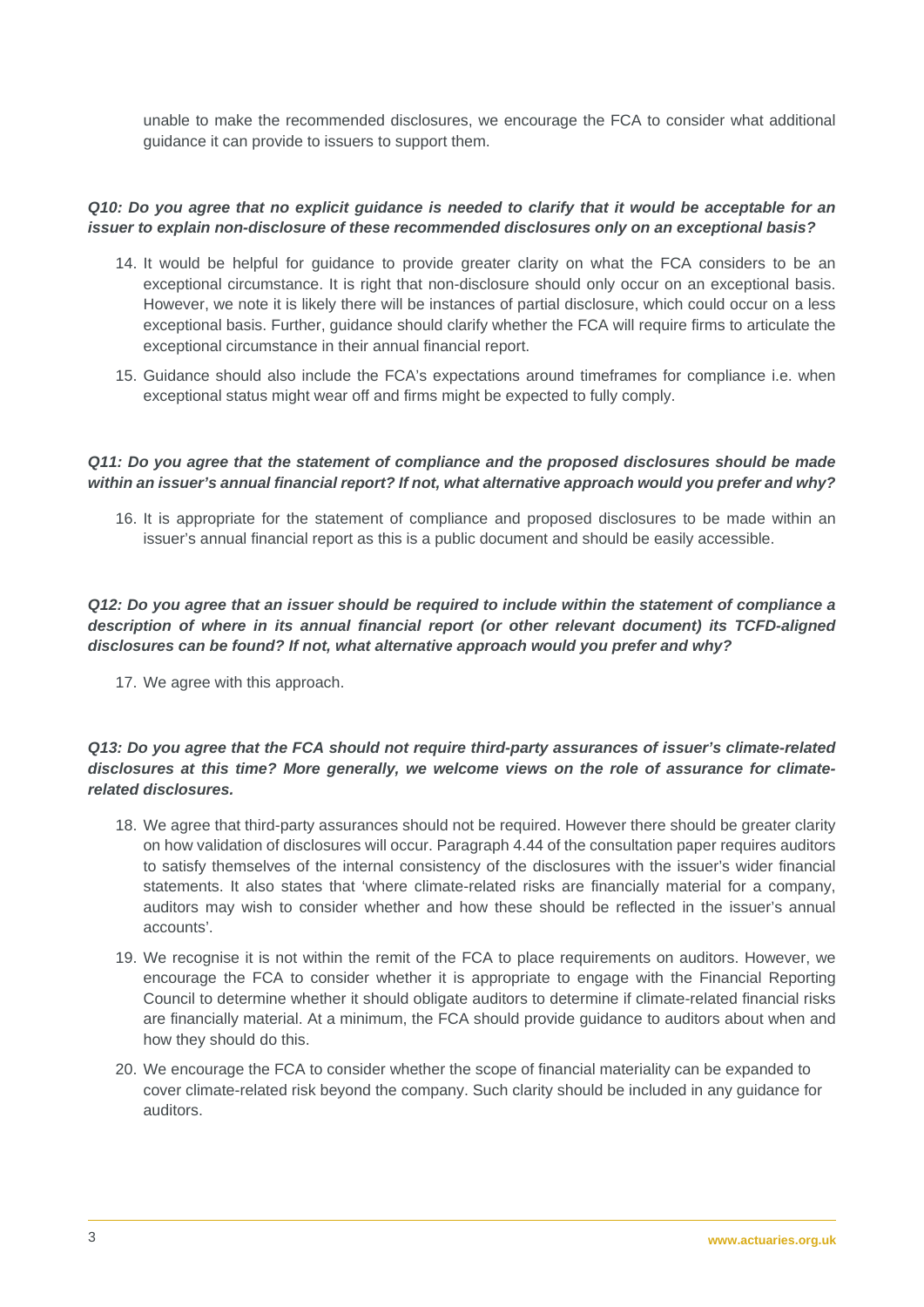unable to make the recommended disclosures, we encourage the FCA to consider what additional guidance it can provide to issuers to support them.

***Q10: Do you agree that no explicit guidance is needed to clarify that it would be acceptable for an issuer to explain non-disclosure of these recommended disclosures only on an exceptional basis?***

14. It would be helpful for guidance to provide greater clarity on what the FCA considers to be an exceptional circumstance. It is right that non-disclosure should only occur on an exceptional basis. However, we note it is likely there will be instances of partial disclosure, which could occur on a less exceptional basis. Further, guidance should clarify whether the FCA will require firms to articulate the exceptional circumstance in their annual financial report.
15. Guidance should also include the FCA's expectations around timeframes for compliance i.e. when exceptional status might wear off and firms might be expected to fully comply.

***Q11: Do you agree that the statement of compliance and the proposed disclosures should be made within an issuer's annual financial report? If not, what alternative approach would you prefer and why?***

16. It is appropriate for the statement of compliance and proposed disclosures to be made within an issuer's annual financial report as this is a public document and should be easily accessible.

***Q12: Do you agree that an issuer should be required to include within the statement of compliance a description of where in its annual financial report (or other relevant document) its TCFD-aligned disclosures can be found? If not, what alternative approach would you prefer and why?***

17. We agree with this approach.

***Q13: Do you agree that the FCA should not require third-party assurances of issuer's climate-related disclosures at this time? More generally, we welcome views on the role of assurance for climate-related disclosures.***

18. We agree that third-party assurances should not be required. However there should be greater clarity on how validation of disclosures will occur. Paragraph 4.44 of the consultation paper requires auditors to satisfy themselves of the internal consistency of the disclosures with the issuer's wider financial statements. It also states that 'where climate-related risks are financially material for a company, auditors may wish to consider whether and how these should be reflected in the issuer's annual accounts'.
19. We recognise it is not within the remit of the FCA to place requirements on auditors. However, we encourage the FCA to consider whether it is appropriate to engage with the Financial Reporting Council to determine whether it should obligate auditors to determine if climate-related financial risks are financially material. At a minimum, the FCA should provide guidance to auditors about when and how they should do this.
20. We encourage the FCA to consider whether the scope of financial materiality can be expanded to cover climate-related risk beyond the company. Such clarity should be included in any guidance for auditors.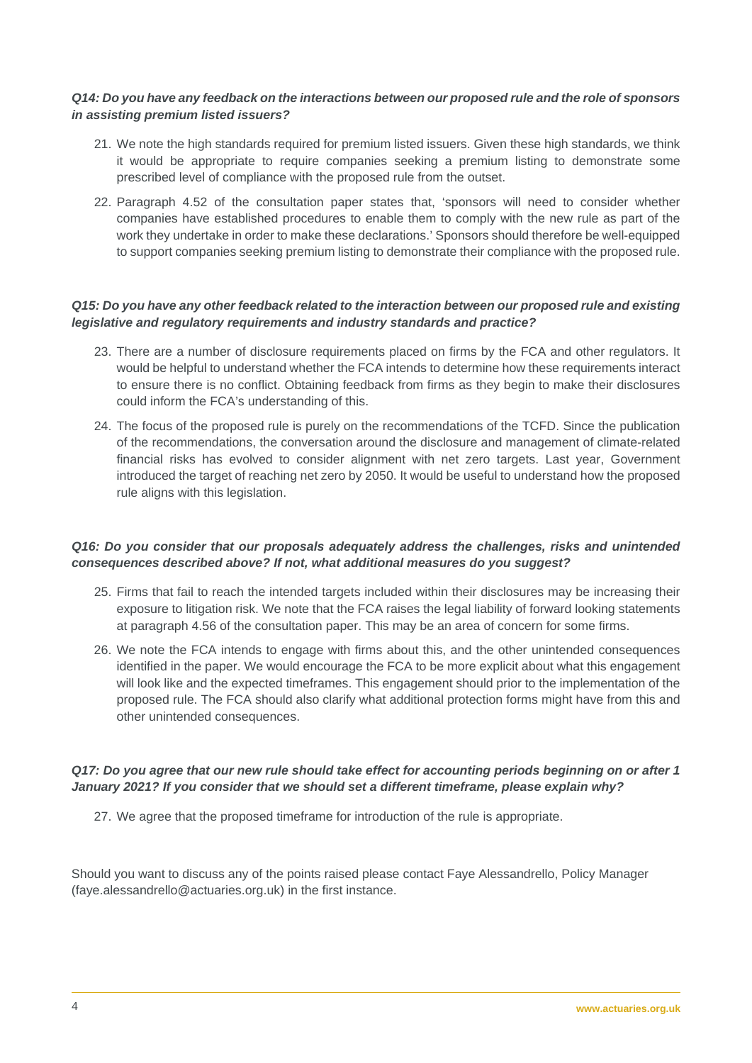***Q14: Do you have any feedback on the interactions between our proposed rule and the role of sponsors in assisting premium listed issuers?***

21. We note the high standards required for premium listed issuers. Given these high standards, we think it would be appropriate to require companies seeking a premium listing to demonstrate some prescribed level of compliance with the proposed rule from the outset.
22. Paragraph 4.52 of the consultation paper states that, 'sponsors will need to consider whether companies have established procedures to enable them to comply with the new rule as part of the work they undertake in order to make these declarations.' Sponsors should therefore be well-equipped to support companies seeking premium listing to demonstrate their compliance with the proposed rule.

***Q15: Do you have any other feedback related to the interaction between our proposed rule and existing legislative and regulatory requirements and industry standards and practice?***

23. There are a number of disclosure requirements placed on firms by the FCA and other regulators. It would be helpful to understand whether the FCA intends to determine how these requirements interact to ensure there is no conflict. Obtaining feedback from firms as they begin to make their disclosures could inform the FCA's understanding of this.
24. The focus of the proposed rule is purely on the recommendations of the TCFD. Since the publication of the recommendations, the conversation around the disclosure and management of climate-related financial risks has evolved to consider alignment with net zero targets. Last year, Government introduced the target of reaching net zero by 2050. It would be useful to understand how the proposed rule aligns with this legislation.

***Q16: Do you consider that our proposals adequately address the challenges, risks and unintended consequences described above? If not, what additional measures do you suggest?***

25. Firms that fail to reach the intended targets included within their disclosures may be increasing their exposure to litigation risk. We note that the FCA raises the legal liability of forward looking statements at paragraph 4.56 of the consultation paper. This may be an area of concern for some firms.
26. We note the FCA intends to engage with firms about this, and the other unintended consequences identified in the paper. We would encourage the FCA to be more explicit about what this engagement will look like and the expected timeframes. This engagement should prior to the implementation of the proposed rule. The FCA should also clarify what additional protection forms might have from this and other unintended consequences.

***Q17: Do you agree that our new rule should take effect for accounting periods beginning on or after 1 January 2021? If you consider that we should set a different timeframe, please explain why?***

27. We agree that the proposed timeframe for introduction of the rule is appropriate.

Should you want to discuss any of the points raised please contact Faye Alessandrello, Policy Manager (faye.alessandrello@actuaries.org.uk) in the first instance.